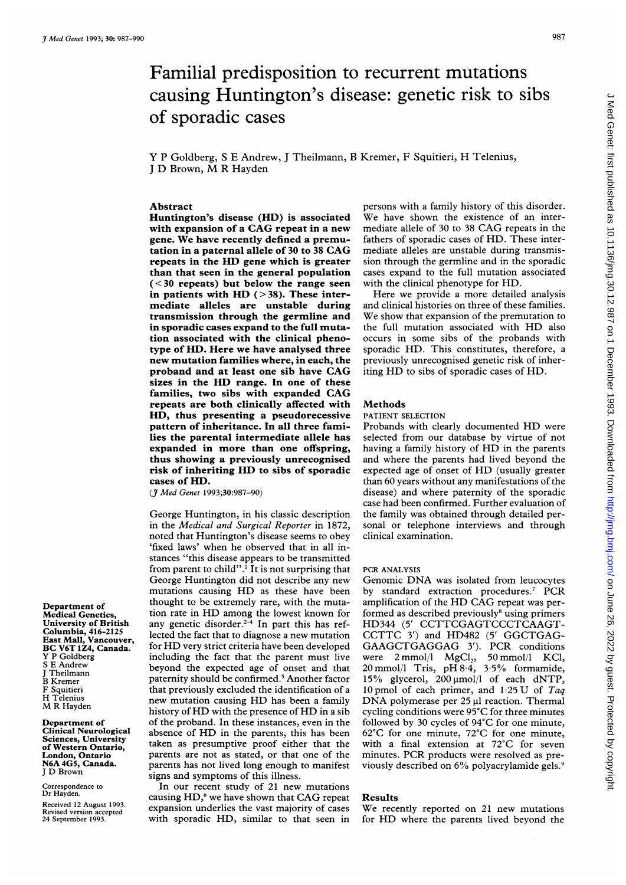# Familial predisposition to recurrent mutations causing Huntington's disease: genetic risk to sibs of sporadic cases

Y P Goldberg, S E Andrew, J Theilmann, B Kremer, F Squitieri, H Telenius, J D Brown, M R Hayden

## Abstract

**Huntington's disease (HD) is associated with expansion of a CAG repeat in a new gene. We have recently defined a premutation in a paternal allele of 30 to 38 CAG repeats in the HD gene which is greater than that seen in the general population (<30 repeats) but below the range seen in patients with HD (>38). These intermediate alleles are unstable during transmission through the germline and in sporadic cases expand to the full mutation associated with the clinical phenotype of HD. Here we have analysed three new mutation families where, in each, the proband and at least one sib have CAG sizes in the HD range. In one of these families, two sibs with expanded CAG repeats are both clinically affected with HD, thus presenting a pseudorecessive pattern of inheritance. In all three families the parental intermediate allele has expanded in more than one offspring, thus showing a previously unrecognised risk of inheriting HD to sibs of sporadic cases of HD.**

(*J Med Genet* 1993;**30**:987–90)

George Huntington, in his classic description in the *Medical and Surgical Reporter* in 1872, noted that Huntington's disease seems to obey 'fixed laws' when he observed that in all instances "this disease appears to be transmitted from parent to child".[1] It is not surprising that George Huntington did not describe any new mutations causing HD as these have been thought to be extremely rare, with the mutation rate in HD among the lowest known for any genetic disorder.[2-4] In part this has reflected the fact that to diagnose a new mutation for HD very strict criteria have been developed including the fact that the parent must live beyond the expected age of onset and that paternity should be confirmed.[5] Another factor that previously excluded the identification of a new mutation causing HD has been a family history of HD with the presence of HD in a sib of the proband. In these instances, even in the absence of HD in the parents, this has been taken as presumptive proof either that the parents are not as stated, or that one of the parents has not lived long enough to manifest signs and symptoms of this illness.

In our recent study of 21 new mutations causing HD,[6] we have shown that CAG repeat expansion underlies the vast majority of cases with sporadic HD, similar to that seen in persons with a family history of this disorder. We have shown the existence of an intermediate allele of 30 to 38 CAG repeats in the fathers of sporadic cases of HD. These intermediate alleles are unstable during transmission through the germline and in the sporadic cases expand to the full mutation associated with the clinical phenotype for HD.

Here we provide a more detailed analysis and clinical histories on three of these families. We show that expansion of the premutation to the full mutation associated with HD also occurs in some sibs of the probands with sporadic HD. This constitutes, therefore, a previously unrecognised genetic risk of inheriting HD to sibs of sporadic cases of HD.

## Methods

### PATIENT SELECTION

Probands with clearly documented HD were selected from our database by virtue of not having a family history of HD in the parents and where the parents had lived beyond the expected age of onset of HD (usually greater than 60 years without any manifestations of the disease) and where paternity of the sporadic case had been confirmed. Further evaluation of the family was obtained through detailed personal or telephone interviews and through clinical examination.

### PCR ANALYSIS

Genomic DNA was isolated from leucocytes by standard extraction procedures.[7] PCR amplification of the HD CAG repeat was performed as described previously[8] using primers HD344 (5' CCTTCGAGTCCCTCAAGT-CCTTC 3') and HD482 (5' GGCTGAG-GAAGCTGAGGAG 3'). PCR conditions were 2 mmol/l $MgCl_2$, 50 mmol/l KCl, 20 mmol/l Tris, pH 8·4, 3·5% formamide, 15% glycerol, 200 µmol/l of each dNTP, 10 pmol of each primer, and 1·25 U of *Taq* DNA polymerase per 25 µl reaction. Thermal cycling conditions were 95°C for three minutes followed by 30 cycles of 94°C for one minute, 62°C for one minute, 72°C for one minute, with a final extension at 72°C for seven minutes. PCR products were resolved as previously described on 6% polyacrylamide gels.[9]

## Results

We recently reported on 21 new mutations for HD where the parents lived beyond the

Department of Medical Genetics, University of British Columbia, 416-2125 East Mall, Vancouver, BC V6T 1Z4, Canada.
Y P Goldberg
S E Andrew
J Theilmann
B Kremer
F Squitieri
H Telenius
M R Hayden

Department of Clinical Neurological Sciences, University of Western Ontario, London, Ontario N6A 4G5, Canada.
J D Brown

Correspondence to Dr Hayden.

Received 12 August 1993.
Revised version accepted 24 September 1993.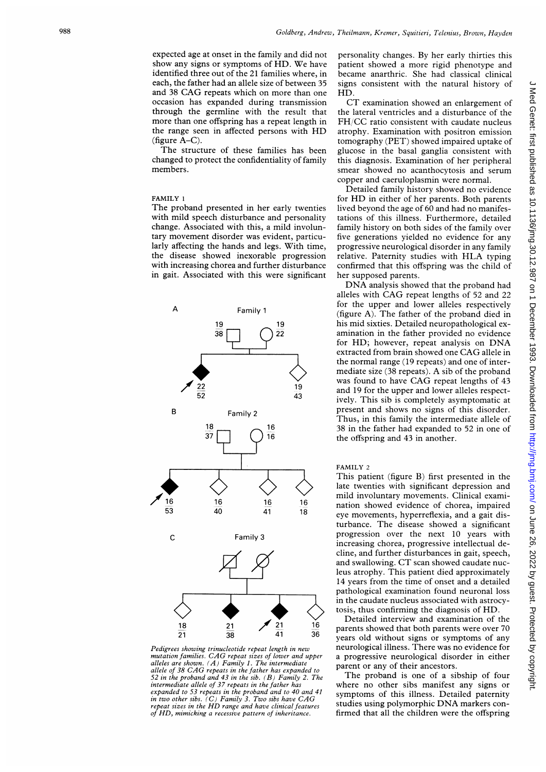expected age at onset in the family and did not show any signs or symptoms of HD. We have identified three out of the 21 families where, in each, the father had an allele size of between 35 and 38 CAG repeats which on more than one occasion has expanded during transmission through the germline with the result that more than one offspring has a repeat length in the range seen in affected persons with HD (figure A–C).

The structure of these families has been changed to protect the confidentiality of family members.

### FAMILY 1

The proband presented in her early twenties with mild speech disturbance and personality change. Associated with this, a mild involuntary movement disorder was evident, particularly affecting the hands and legs. With time, the disease showed inexorable progression with increasing chorea and further disturbance in gait. Associated with this were significant personality changes. By her early thirties this patient showed a more rigid phenotype and became anarthric. She had classical clinical signs consistent with the natural history of HD.

CT examination showed an enlargement of the lateral ventricles and a disturbance of the FH/CC ratio consistent with caudate nucleus atrophy. Examination with positron emission tomography (PET) showed impaired uptake of glucose in the basal ganglia consistent with this diagnosis. Examination of her peripheral smear showed no acanthocytosis and serum copper and caeruloplasmin were normal.

Detailed family history showed no evidence for HD in either of her parents. Both parents lived beyond the age of 60 and had no manifestations of this illness. Furthermore, detailed family history on both sides of the family over five generations yielded no evidence for any progressive neurological disorder in any family relative. Paternity studies with HLA typing confirmed that this offspring was the child of her supposed parents.

DNA analysis showed that the proband had alleles with CAG repeat lengths of 52 and 22 for the upper and lower alleles respectively (figure A). The father of the proband died in his mid sixties. Detailed neuropathological examination in the father provided no evidence for HD; however, repeat analysis on DNA extracted from brain showed one CAG allele in the normal range (19 repeats) and one of intermediate size (38 repeats). A sib of the proband was found to have CAG repeat lengths of 43 and 19 for the upper and lower alleles respectively. This sib is completely asymptomatic at present and shows no signs of this disorder. Thus, in this family the intermediate allele of 38 in the father had expanded to 52 in one of the offspring and 43 in another.

### FAMILY 2

This patient (figure B) first presented in the late twenties with significant depression and mild involuntary movements. Clinical examination showed evidence of chorea, impaired eye movements, hyperreflexia, and a gait disturbance. The disease showed a significant progression over the next 10 years with increasing chorea, progressive intellectual decline, and further disturbances in gait, speech, and swallowing. CT scan showed caudate nucleus atrophy. This patient died approximately 14 years from the time of onset and a detailed pathological examination found neuronal loss in the caudate nucleus associated with astrocytosis, thus confirming the diagnosis of HD.

Detailed interview and examination of the parents showed that both parents were over 70 years old without signs or symptoms of any neurological illness. There was no evidence for a progressive neurological disorder in either parent or any of their ancestors.

The proband is one of a sibship of four where no other sibs manifest any signs or symptoms of this illness. Detailed paternity studies using polymorphic DNA markers confirmed that all the children were the offspring

*Pedigrees showing trinucleotide repeat length in new mutation families. CAG repeat sizes of lower and upper alleles are shown. (A) Family 1. The intermediate allele of 38 CAG repeats in the father has expanded to 52 in the proband and 43 in the sib. (B) Family 2. The intermediate allele of 37 repeats in the father has expanded to 53 repeats in the proband and to 40 and 41 in two other sibs. (C) Family 3. Two sibs have CAG repeat sizes in the HD range and have clinical features of HD, mimicking a recessive pattern of inheritance.*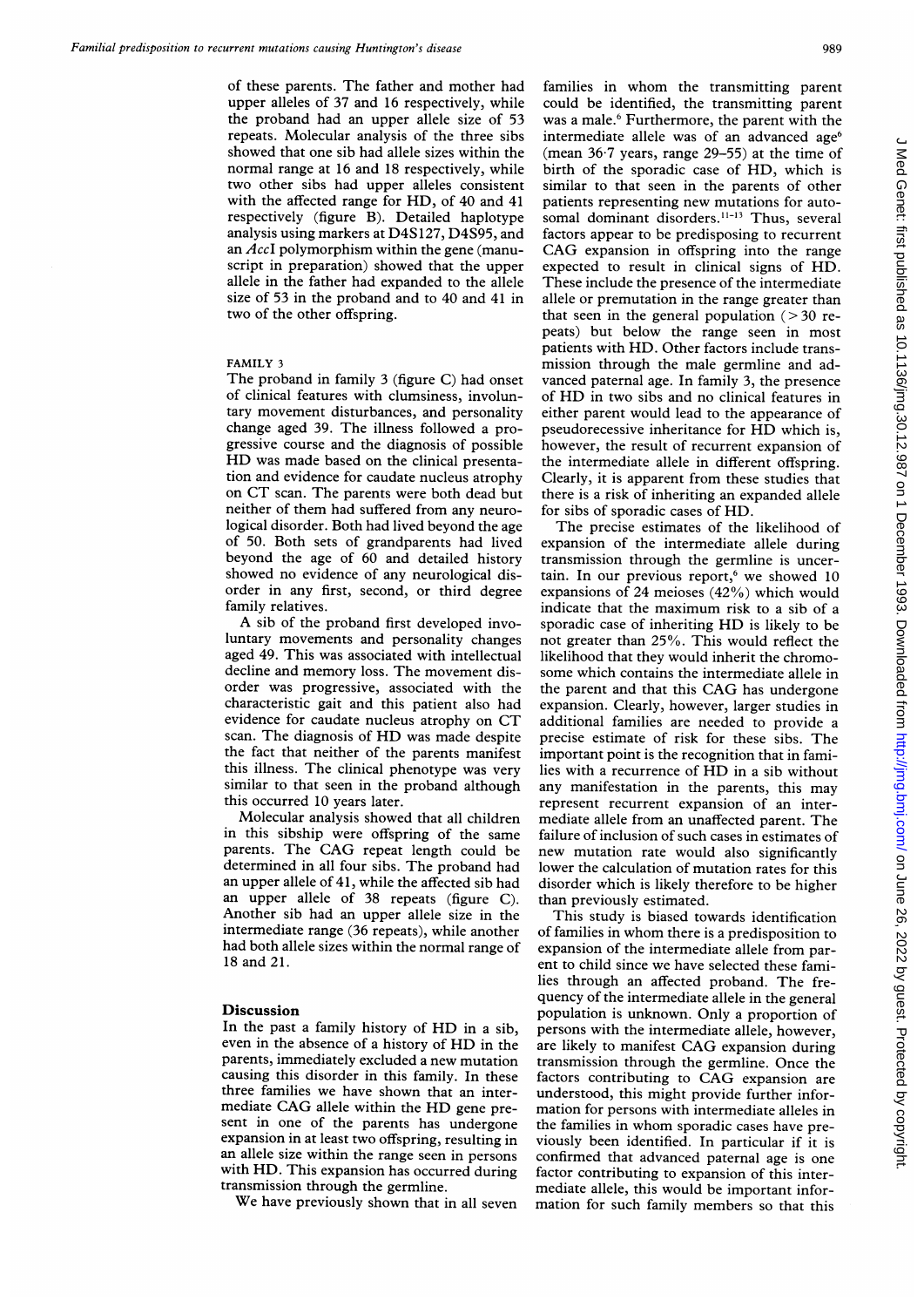of these parents. The father and mother had upper alleles of 37 and 16 respectively, while the proband had an upper allele size of 53 repeats. Molecular analysis of the three sibs showed that one sib had allele sizes within the normal range at 16 and 18 respectively, while two other sibs had upper alleles consistent with the affected range for HD, of 40 and 41 respectively (figure B). Detailed haplotype analysis using markers at D4S127, D4S95, and an *Acc*I polymorphism within the gene (manuscript in preparation) showed that the upper allele in the father had expanded to the allele size of 53 in the proband and to 40 and 41 in two of the other offspring.

### FAMILY 3

The proband in family 3 (figure C) had onset of clinical features with clumsiness, involuntary movement disturbances, and personality change aged 39. The illness followed a progressive course and the diagnosis of possible HD was made based on the clinical presentation and evidence for caudate nucleus atrophy on CT scan. The parents were both dead but neither of them had suffered from any neurological disorder. Both had lived beyond the age of 50. Both sets of grandparents had lived beyond the age of 60 and detailed history showed no evidence of any neurological disorder in any first, second, or third degree family relatives.

A sib of the proband first developed involuntary movements and personality changes aged 49. This was associated with intellectual decline and memory loss. The movement disorder was progressive, associated with the characteristic gait and this patient also had evidence for caudate nucleus atrophy on CT scan. The diagnosis of HD was made despite the fact that neither of the parents manifest this illness. The clinical phenotype was very similar to that seen in the proband although this occurred 10 years later.

Molecular analysis showed that all children in this sibship were offspring of the same parents. The CAG repeat length could be determined in all four sibs. The proband had an upper allele of 41, while the affected sib had an upper allele of 38 repeats (figure C). Another sib had an upper allele size in the intermediate range (36 repeats), while another had both allele sizes within the normal range of 18 and 21.

## Discussion

In the past a family history of HD in a sib, even in the absence of a history of HD in the parents, immediately excluded a new mutation causing this disorder in this family. In these three families we have shown that an intermediate CAG allele within the HD gene present in one of the parents has undergone expansion in at least two offspring, resulting in an allele size within the range seen in persons with HD. This expansion has occurred during transmission through the germline.

We have previously shown that in all seven families in whom the transmitting parent could be identified, the transmitting parent was a male.[6] Furthermore, the parent with the intermediate allele was of an advanced age[6] (mean 36·7 years, range 29–55) at the time of birth of the sporadic case of HD, which is similar to that seen in the parents of other patients representing new mutations for autosomal dominant disorders.[11-13] Thus, several factors appear to be predisposing to recurrent CAG expansion in offspring into the range expected to result in clinical signs of HD. These include the presence of the intermediate allele or premutation in the range greater than that seen in the general population (>30 repeats) but below the range seen in most patients with HD. Other factors include transmission through the male germline and advanced paternal age. In family 3, the presence of HD in two sibs and no clinical features in either parent would lead to the appearance of pseudorecessive inheritance for HD which is, however, the result of recurrent expansion of the intermediate allele in different offspring. Clearly, it is apparent from these studies that there is a risk of inheriting an expanded allele for sibs of sporadic cases of HD.

The precise estimates of the likelihood of expansion of the intermediate allele during transmission through the germline is uncertain. In our previous report,[6] we showed 10 expansions of 24 meioses (42%) which would indicate that the maximum risk to a sib of a sporadic case of inheriting HD is likely to be not greater than 25%. This would reflect the likelihood that they would inherit the chromosome which contains the intermediate allele in the parent and that this CAG has undergone expansion. Clearly, however, larger studies in additional families are needed to provide a precise estimate of risk for these sibs. The important point is the recognition that in families with a recurrence of HD in a sib without any manifestation in the parents, this may represent recurrent expansion of an intermediate allele from an unaffected parent. The failure of inclusion of such cases in estimates of new mutation rate would also significantly lower the calculation of mutation rates for this disorder which is likely therefore to be higher than previously estimated.

This study is biased towards identification of families in whom there is a predisposition to expansion of the intermediate allele from parent to child since we have selected these families through an affected proband. The frequency of the intermediate allele in the general population is unknown. Only a proportion of persons with the intermediate allele, however, are likely to manifest CAG expansion during transmission through the germline. Once the factors contributing to CAG expansion are understood, this might provide further information for persons with intermediate alleles in the families in whom sporadic cases have previously been identified. In particular if it is confirmed that advanced paternal age is one factor contributing to expansion of this intermediate allele, this would be important information for such family members so that this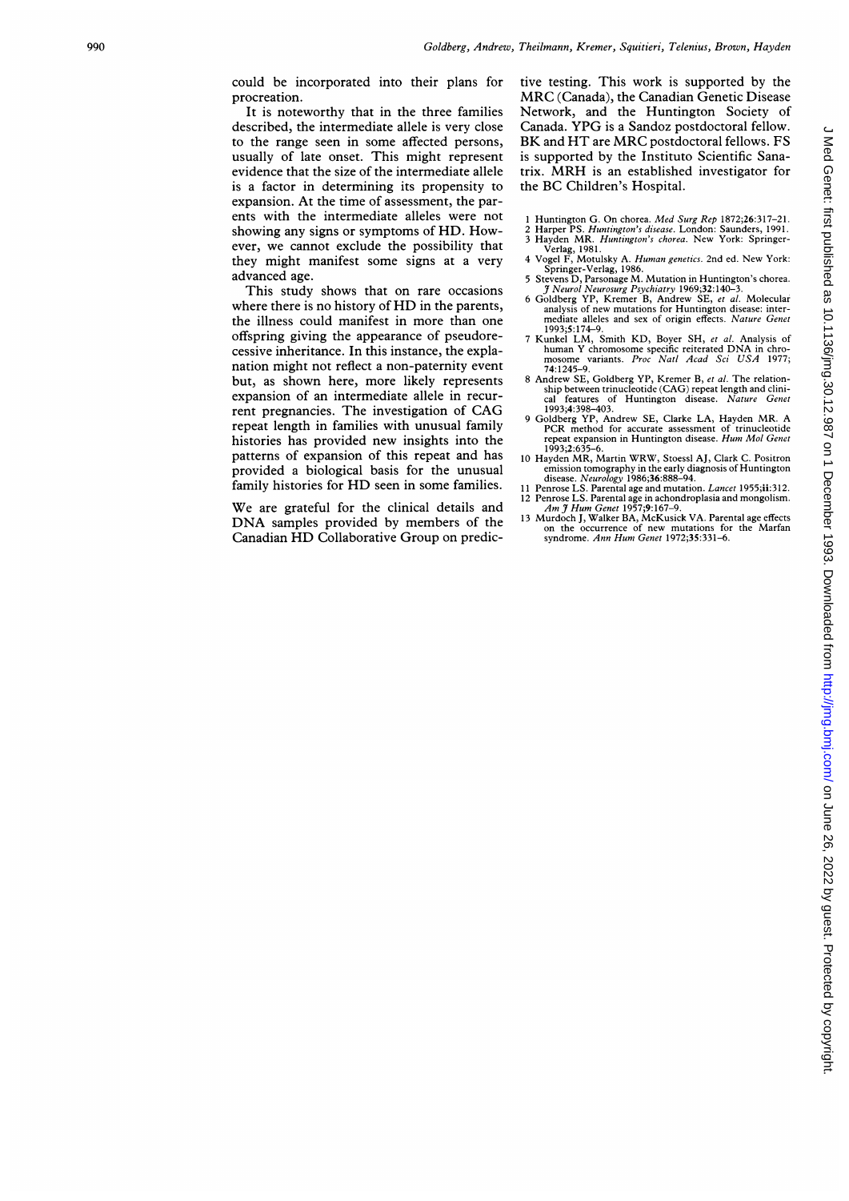could be incorporated into their plans for procreation.

It is noteworthy that in the three families described, the intermediate allele is very close to the range seen in some affected persons, usually of late onset. This might represent evidence that the size of the intermediate allele is a factor in determining its propensity to expansion. At the time of assessment, the parents with the intermediate alleles were not showing any signs or symptoms of HD. However, we cannot exclude the possibility that they might manifest some signs at a very advanced age.

This study shows that on rare occasions where there is no history of HD in the parents, the illness could manifest in more than one offspring giving the appearance of pseudorecessive inheritance. In this instance, the explanation might not reflect a non-paternity event but, as shown here, more likely represents expansion of an intermediate allele in recurrent pregnancies. The investigation of CAG repeat length in families with unusual family histories has provided new insights into the patterns of expansion of this repeat and has provided a biological basis for the unusual family histories for HD seen in some families.

We are grateful for the clinical details and DNA samples provided by members of the Canadian HD Collaborative Group on predictive testing. This work is supported by the MRC (Canada), the Canadian Genetic Disease Network, and the Huntington Society of Canada. YPG is a Sandoz postdoctoral fellow. BK and HT are MRC postdoctoral fellows. FS is supported by the Instituto Scientific Sanatrix. MRH is an established investigator for the BC Children's Hospital.

1. Huntington G. On chorea. *Med Surg Rep* 1872;**26**:317–21.
2. Harper PS. *Huntington's disease*. London: Saunders, 1991.
3. Hayden MR. *Huntington's chorea*. New York: Springer-Verlag, 1981.
4. Vogel F, Motulsky A. *Human genetics*. 2nd ed. New York: Springer-Verlag, 1986.
5. Stevens D, Parsonage M. Mutation in Huntington's chorea. *J Neurol Neurosurg Psychiatry* 1969;**32**:140–3.
6. Goldberg YP, Kremer B, Andrew SE, *et al*. Molecular analysis of new mutations for Huntington disease: intermediate alleles and sex of origin effects. *Nature Genet* 1993;**5**:174–9.
7. Kunkel LM, Smith KD, Boyer SH, *et al*. Analysis of human Y chromosome specific reiterated DNA in chromosome variants. *Proc Natl Acad Sci USA* 1977; **74**:1245–9.
8. Andrew SE, Goldberg YP, Kremer B, *et al*. The relationship between trinucleotide (CAG) repeat length and clinical features of Huntington disease. *Nature Genet* 1993;**4**:398–403.
9. Goldberg YP, Andrew SE, Clarke LA, Hayden MR. A PCR method for accurate assessment of trinucleotide repeat expansion in Huntington disease. *Hum Mol Genet* 1993;**2**:635–6.
10. Hayden MR, Martin WRW, Stoessl AJ, Clark C. Positron emission tomography in the early diagnosis of Huntington disease. *Neurology* 1986;**36**:888–94.
11. Penrose LS. Parental age and mutation. *Lancet* 1955;**ii**:312.
12. Penrose LS. Parental age in achondroplasia and mongolism. *Am J Hum Genet* 1957;**9**:167–9.
13. Murdoch J, Walker BA, McKusick VA. Parental age effects on the occurrence of new mutations for the Marfan syndrome. *Ann Hum Genet* 1972;**35**:331–6.